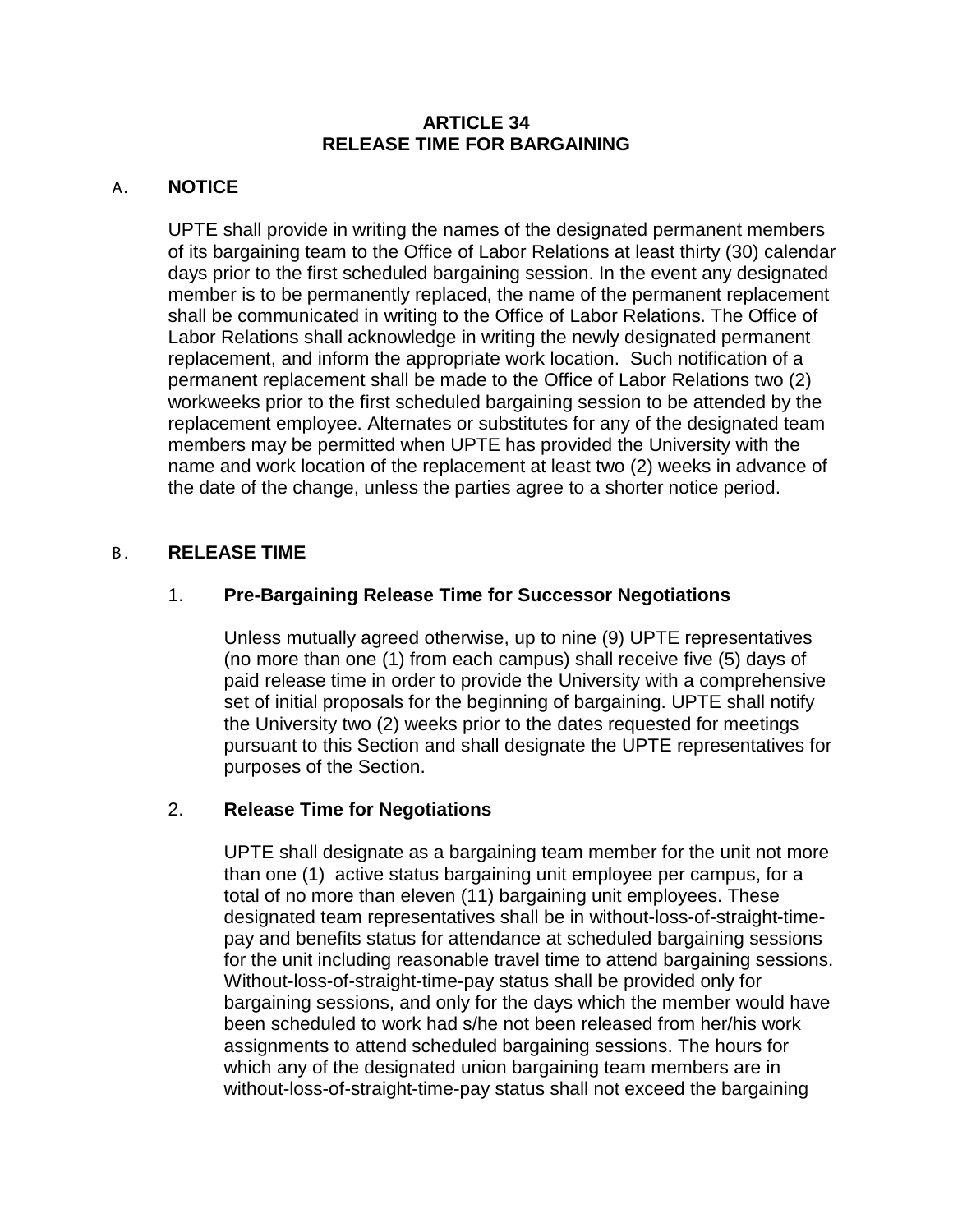# ARTICLE 34
# RELEASE TIME FOR BARGAINING

## A. NOTICE

UPTE shall provide in writing the names of the designated permanent members of its bargaining team to the Office of Labor Relations at least thirty (30) calendar days prior to the first scheduled bargaining session. In the event any designated member is to be permanently replaced, the name of the permanent replacement shall be communicated in writing to the Office of Labor Relations. The Office of Labor Relations shall acknowledge in writing the newly designated permanent replacement, and inform the appropriate work location. Such notification of a permanent replacement shall be made to the Office of Labor Relations two (2) workweeks prior to the first scheduled bargaining session to be attended by the replacement employee. Alternates or substitutes for any of the designated team members may be permitted when UPTE has provided the University with the name and work location of the replacement at least two (2) weeks in advance of the date of the change, unless the parties agree to a shorter notice period.

## B. RELEASE TIME

### 1. Pre-Bargaining Release Time for Successor Negotiations

Unless mutually agreed otherwise, up to nine (9) UPTE representatives (no more than one (1) from each campus) shall receive five (5) days of paid release time in order to provide the University with a comprehensive set of initial proposals for the beginning of bargaining. UPTE shall notify the University two (2) weeks prior to the dates requested for meetings pursuant to this Section and shall designate the UPTE representatives for purposes of the Section.

### 2. Release Time for Negotiations

UPTE shall designate as a bargaining team member for the unit not more than one (1) active status bargaining unit employee per campus, for a total of no more than eleven (11) bargaining unit employees. These designated team representatives shall be in without-loss-of-straight-time-pay and benefits status for attendance at scheduled bargaining sessions for the unit including reasonable travel time to attend bargaining sessions. Without-loss-of-straight-time-pay status shall be provided only for bargaining sessions, and only for the days which the member would have been scheduled to work had s/he not been released from her/his work assignments to attend scheduled bargaining sessions. The hours for which any of the designated union bargaining team members are in without-loss-of-straight-time-pay status shall not exceed the bargaining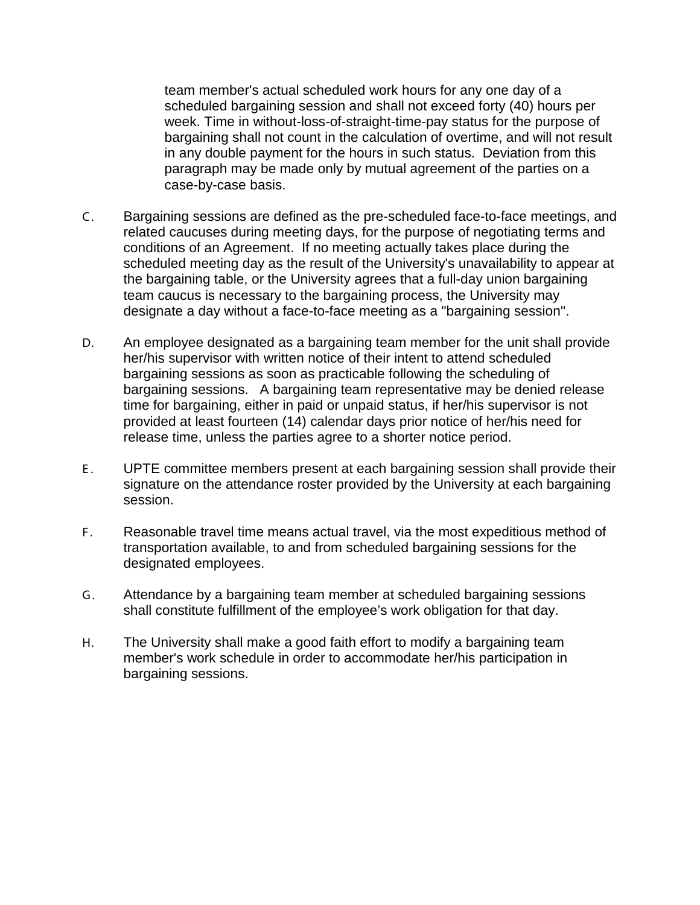team member's actual scheduled work hours for any one day of a scheduled bargaining session and shall not exceed forty (40) hours per week. Time in without-loss-of-straight-time-pay status for the purpose of bargaining shall not count in the calculation of overtime, and will not result in any double payment for the hours in such status. Deviation from this paragraph may be made only by mutual agreement of the parties on a case-by-case basis.

C. Bargaining sessions are defined as the pre-scheduled face-to-face meetings, and related caucuses during meeting days, for the purpose of negotiating terms and conditions of an Agreement. If no meeting actually takes place during the scheduled meeting day as the result of the University's unavailability to appear at the bargaining table, or the University agrees that a full-day union bargaining team caucus is necessary to the bargaining process, the University may designate a day without a face-to-face meeting as a "bargaining session".

D. An employee designated as a bargaining team member for the unit shall provide her/his supervisor with written notice of their intent to attend scheduled bargaining sessions as soon as practicable following the scheduling of bargaining sessions. A bargaining team representative may be denied release time for bargaining, either in paid or unpaid status, if her/his supervisor is not provided at least fourteen (14) calendar days prior notice of her/his need for release time, unless the parties agree to a shorter notice period.

E. UPTE committee members present at each bargaining session shall provide their signature on the attendance roster provided by the University at each bargaining session.

F. Reasonable travel time means actual travel, via the most expeditious method of transportation available, to and from scheduled bargaining sessions for the designated employees.

G. Attendance by a bargaining team member at scheduled bargaining sessions shall constitute fulfillment of the employee’s work obligation for that day.

H. The University shall make a good faith effort to modify a bargaining team member's work schedule in order to accommodate her/his participation in bargaining sessions.